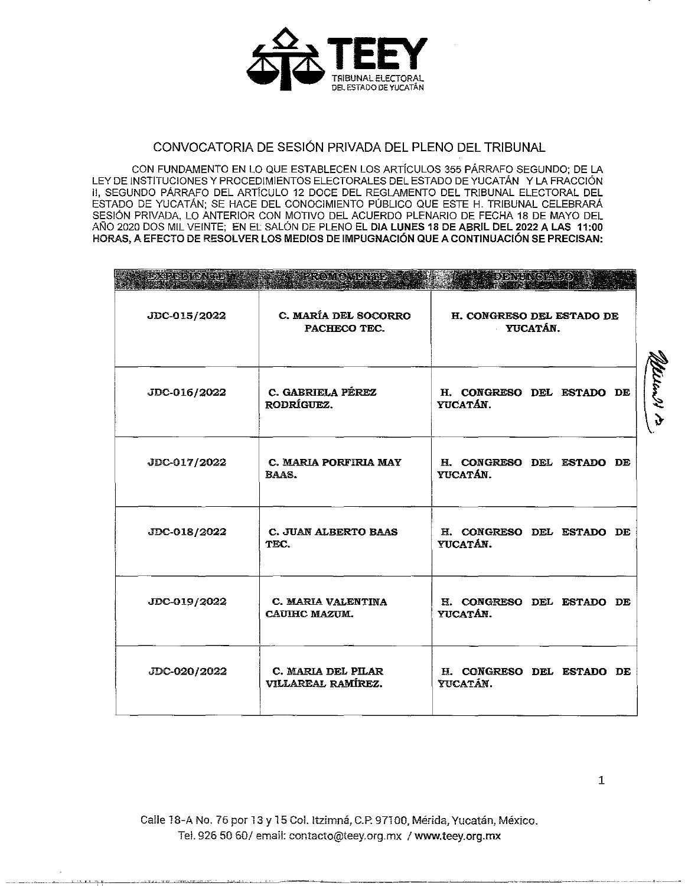# CONVOCATORIA DE SESIÓN PRIVADA DEL PLENO DEL TRIBUNAL

CON FUNDAMENTO EN LO QUE ESTABLECEN LOS ARTÍCULOS 355 PÁRRAFO SEGUNDO; DE LA LEY DE INSTITUCIONES Y PROCEDIMIENTOS ELECTORALES DEL ESTADO DE YUCATÁN Y LA FRACCIÓN II, SEGUNDO PÁRRAFO DEL ARTÍCULO 12 DOCE DEL REGLAMENTO DEL TRIBUNAL ELECTORAL DEL ESTADO DE YUCATÁN; SE HACE DEL CONOCIMIENTO PÚBLICO QUE ESTE H. TRIBUNAL CELEBRARÁ SESIÓN PRIVADA, LO ANTERIOR CON MOTIVO DEL ACUERDO PLENARIO DE FECHA 18 DE MAYO DEL AÑO 2020 DOS MIL VEINTE; EN EL SALÓN DE PLENO EL **DIA LUNES 18 DE ABRIL DEL 2022 A LAS 11:00 HORAS, A EFECTO DE RESOLVER LOS MEDIOS DE IMPUGNACIÓN QUE A CONTINUACIÓN SE PRECISAN:**

| EXPEDIENTE | PROMOVENTE | DENUNCIADO |
|---|---|---|
| JDC-015/2022 | C. MARÍA DEL SOCORRO PACHECO TEC. | H. CONGRESO DEL ESTADO DE YUCATÁN. |
| JDC-016/2022 | C. GABRIELA PÉREZ RODRÍGUEZ. | H. CONGRESO DEL ESTADO DE YUCATÁN. |
| JDC-017/2022 | C. MARIA PORFIRIA MAY BAAS. | H. CONGRESO DEL ESTADO DE YUCATÁN. |
| JDC-018/2022 | C. JUAN ALBERTO BAAS TEC. | H. CONGRESO DEL ESTADO DE YUCATÁN. |
| JDC-019/2022 | C. MARIA VALENTINA CAUIHC MAZUM. | H. CONGRESO DEL ESTADO DE YUCATÁN. |
| JDC-020/2022 | C. MARIA DEL PILAR VILLAREAL RAMÍREZ. | H. CONGRESO DEL ESTADO DE YUCATÁN. |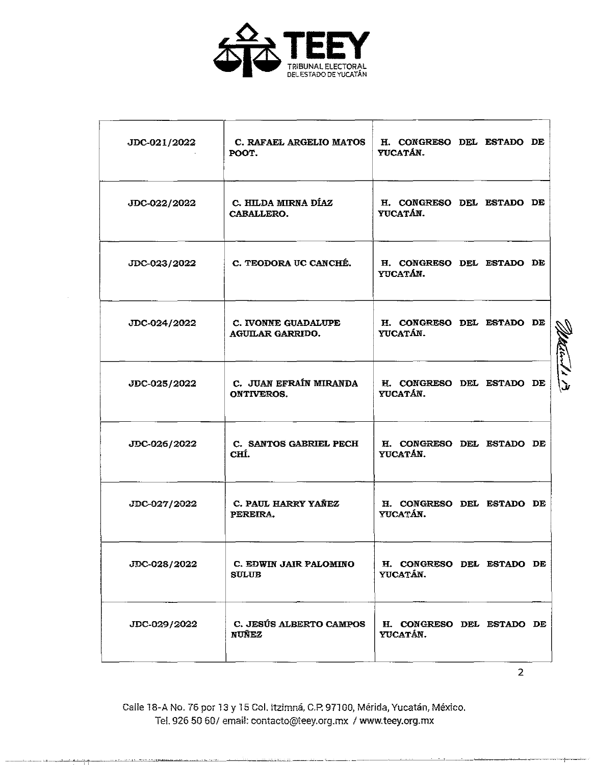| | | |
|---|---|---|
| JDC-021/2022 | C. RAFAEL ARGELIO MATOS POOT. | H. CONGRESO DEL ESTADO DE YUCATÁN. |
| JDC-022/2022 | C. HILDA MIRNA DÍAZ CABALLERO. | H. CONGRESO DEL ESTADO DE YUCATÁN. |
| JDC-023/2022 | C. TEODORA UC CANCHÉ. | H. CONGRESO DEL ESTADO DE YUCATÁN. |
| JDC-024/2022 | C. IVONNE GUADALUPE AGUILAR GARRIDO. | H. CONGRESO DEL ESTADO DE YUCATÁN. |
| JDC-025/2022 | C. JUAN EFRAÍN MIRANDA ONTIVEROS. | H. CONGRESO DEL ESTADO DE YUCATÁN. |
| JDC-026/2022 | C. SANTOS GABRIEL PECH CHÍ. | H. CONGRESO DEL ESTADO DE YUCATÁN. |
| JDC-027/2022 | C. PAUL HARRY YAÑEZ PEREIRA. | H. CONGRESO DEL ESTADO DE YUCATÁN. |
| JDC-028/2022 | C. EDWIN JAIR PALOMINO SULUB | H. CONGRESO DEL ESTADO DE YUCATÁN. |
| JDC-029/2022 | C. JESÚS ALBERTO CAMPOS NUÑEZ | H. CONGRESO DEL ESTADO DE YUCATÁN. |

Calle 18-A No. 76 por 13 y 15 Col. Itzimná, C.P. 97100, Mérida, Yucatán, México.
Tel. 926 50 60/ email: contacto@teey.org.mx / www.teey.org.mx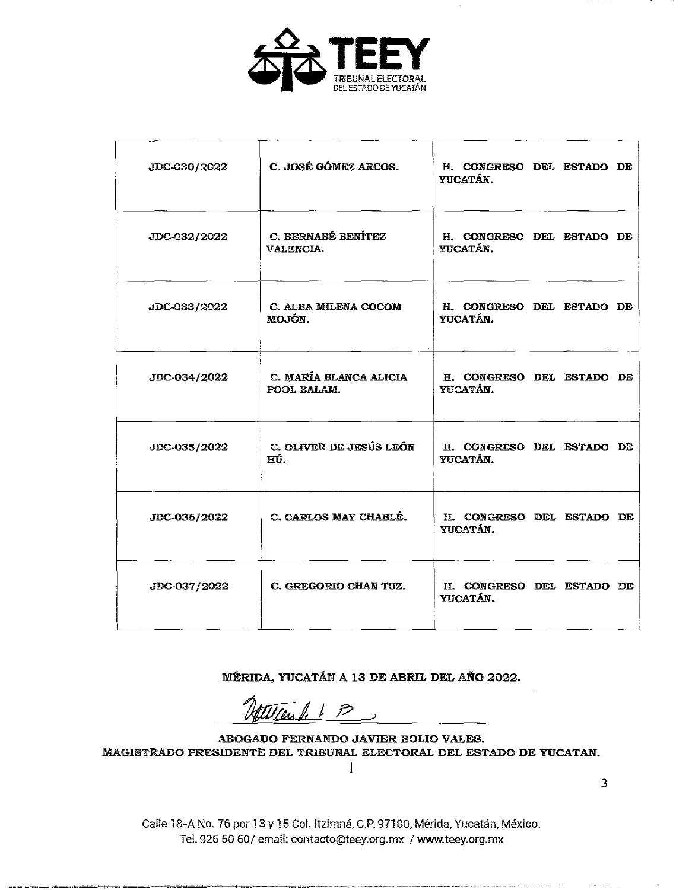| | | |
|---|---|---|
| JDC-030/2022 | C. JOSÉ GÓMEZ ARCOS. | H. CONGRESO DEL ESTADO DE YUCATÁN. |
| JDC-032/2022 | C. BERNABÉ BENÍTEZ VALENCIA. | H. CONGRESO DEL ESTADO DE YUCATÁN. |
| JDC-033/2022 | C. ALBA MILENA COCOM MOJÓN. | H. CONGRESO DEL ESTADO DE YUCATÁN. |
| JDC-034/2022 | C. MARÍA BLANCA ALICIA POOL BALAM. | H. CONGRESO DEL ESTADO DE YUCATÁN. |
| JDC-035/2022 | C. OLIVER DE JESÚS LEÓN HÚ. | H. CONGRESO DEL ESTADO DE YUCATÁN. |
| JDC-036/2022 | C. CARLOS MAY CHABLÉ. | H. CONGRESO DEL ESTADO DE YUCATÁN. |
| JDC-037/2022 | C. GREGORIO CHAN TUZ. | H. CONGRESO DEL ESTADO DE YUCATÁN. |

**MÉRIDA, YUCATÁN A 13 DE ABRIL DEL AÑO 2022.**

**ABOGADO FERNANDO JAVIER BOLIO VALES.**
**MAGISTRADO PRESIDENTE DEL TRIBUNAL ELECTORAL DEL ESTADO DE YUCATAN.**

Calle 18-A No. 76 por 13 y 15 Col. Itzimná, C.P. 97100, Mérida, Yucatán, México.
Tel. 926 50 60/ email: contacto@teey.org.mx / www.teey.org.mx